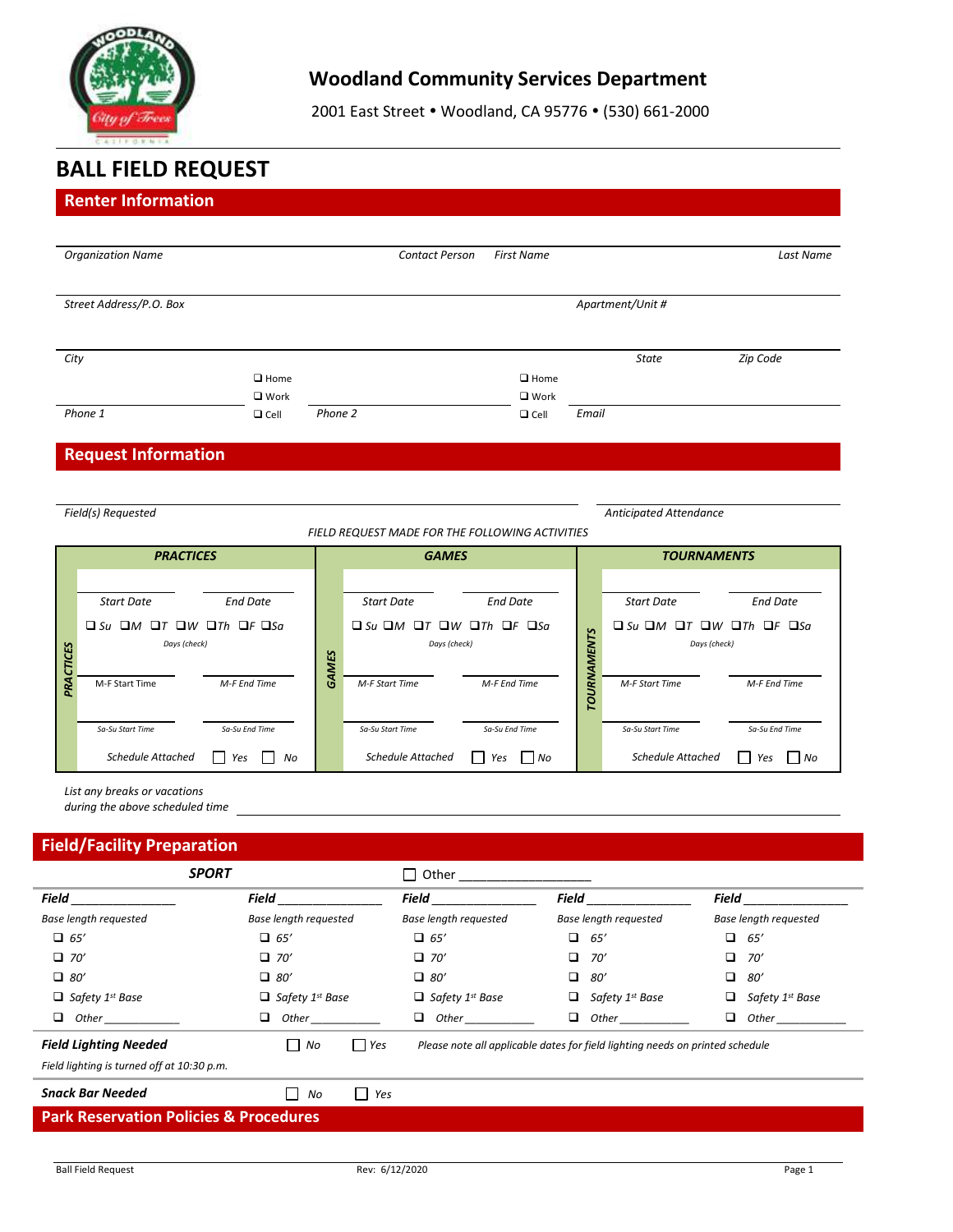**Woodland Community Services Department**

2001 East Street • Woodland, CA 95776 • (530) 661-2000

# BALL FIELD REQUEST

## Renter Information

Organization Name ______________________ Contact Person First Name ______________________ Last Name ______________________

Street Address/P.O. Box ______________________ Apartment/Unit # ______________________

City ______________________ State ______________________ Zip Code ______________________

Phone 1 ______________________ ❑ Home ❑ Work ❑ Cell

Phone 2 ______________________ ❑ Home ❑ Work ❑ Cell

Email ______________________

## Request Information

Field(s) Requested ______________________ Anticipated Attendance ______________________

*FIELD REQUEST MADE FOR THE FOLLOWING ACTIVITIES*

| PRACTICES | GAMES | TOURNAMENTS |
|---|---|---|
| Start Date ______ End Date ______ | Start Date ______ End Date ______ | Start Date ______ End Date ______ |
| ❑ Su ❑M ❑T ❑W ❑Th ❑F ❑Sa<br>Days (check) | ❑ Su ❑M ❑T ❑W ❑Th ❑F ❑Sa<br>Days (check) | ❑ Su ❑M ❑T ❑W ❑Th ❑F ❑Sa<br>Days (check) |
| M-F Start Time ______ M-F End Time ______ | M-F Start Time ______ M-F End Time ______ | M-F Start Time ______ M-F End Time ______ |
| Sa-Su Start Time ______ Sa-Su End Time ______ | Sa-Su Start Time ______ Sa-Su End Time ______ | Sa-Su Start Time ______ Sa-Su End Time ______ |
| Schedule Attached ☐ Yes ☐ No | Schedule Attached ☐ Yes ☐ No | Schedule Attached ☐ Yes ☐ No |

List any breaks or vacations during the above scheduled time ______________________

## Field/Facility Preparation

**SPORT** ______________________ ☐ Other ______________________

| **Field** ______ | **Field** ______ | **Field** ______ | **Field** ______ | **Field** ______ |
|---|---|---|---|---|
| Base length requested | Base length requested | Base length requested | Base length requested | Base length requested |
| ❑ 65′ | ❑ 65′ | ❑ 65′ | ❑ 65′ | ❑ 65′ |
| ❑ 70′ | ❑ 70′ | ❑ 70′ | ❑ 70′ | ❑ 70′ |
| ❑ 80′ | ❑ 80′ | ❑ 80′ | ❑ 80′ | ❑ 80′ |
| ❑ Safety 1st Base | ❑ Safety 1st Base | ❑ Safety 1st Base | ❑ Safety 1st Base | ❑ Safety 1st Base |
| ❑ Other ______ | ❑ Other ______ | ❑ Other ______ | ❑ Other ______ | ❑ Other ______ |

**Field Lighting Needed** ☐ No ☐ Yes *Please note all applicable dates for field lighting needs on printed schedule*

*Field lighting is turned off at 10:30 p.m.*

**Snack Bar Needed** ☐ No ☐ Yes

## Park Reservation Policies & Procedures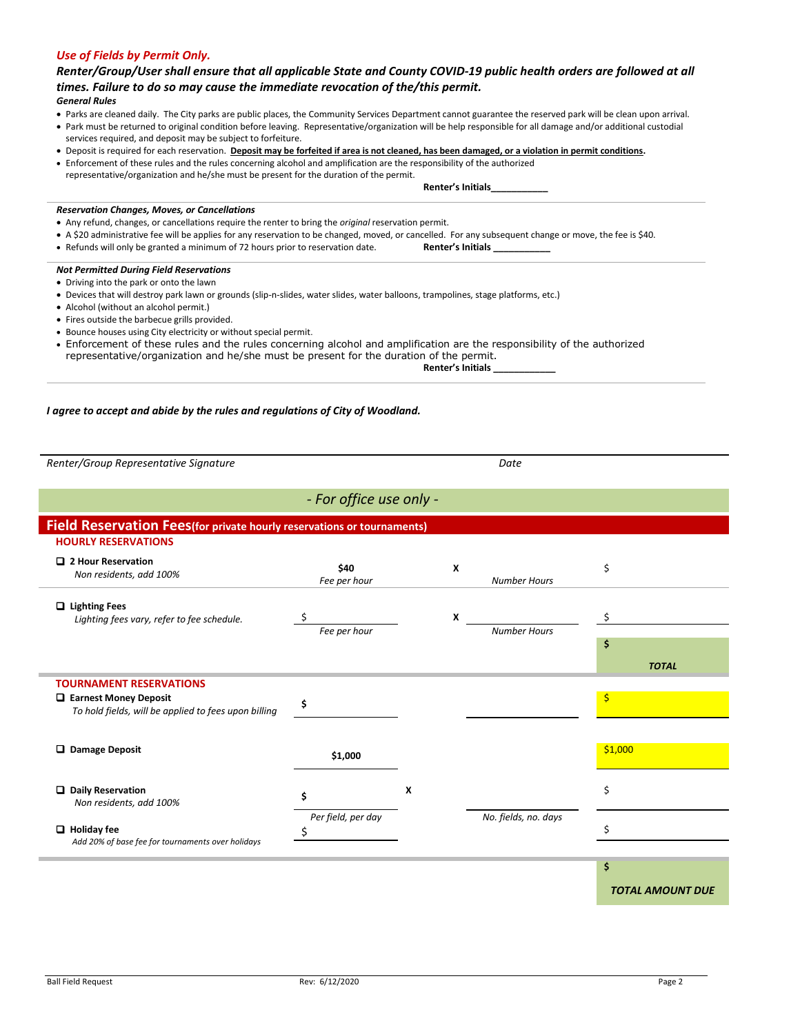*Use of Fields by Permit Only.*

***Renter/Group/User shall ensure that all applicable State and County COVID-19 public health orders are followed at all times. Failure to do so may cause the immediate revocation of the/this permit.***

***General Rules***

- Parks are cleaned daily. The City parks are public places, the Community Services Department cannot guarantee the reserved park will be clean upon arrival.
- Park must be returned to original condition before leaving. Representative/organization will be help responsible for all damage and/or additional custodial services required, and deposit may be subject to forfeiture.
- Deposit is required for each reservation. **Deposit may be forfeited if area is not cleaned, has been damaged, or a violation in permit conditions.**
- Enforcement of these rules and the rules concerning alcohol and amplification are the responsibility of the authorized representative/organization and he/she must be present for the duration of the permit.

**Renter's Initials___________**

***Reservation Changes, Moves, or Cancellations***

- Any refund, changes, or cancellations require the renter to bring the *original* reservation permit.
- A $20 administrative fee will be applies for any reservation to be changed, moved, or cancelled. For any subsequent change or move, the fee is $40.
- Refunds will only be granted a minimum of 72 hours prior to reservation date.

**Renter's Initials ___________**

***Not Permitted During Field Reservations***

- Driving into the park or onto the lawn
- Devices that will destroy park lawn or grounds (slip-n-slides, water slides, water balloons, trampolines, stage platforms, etc.)
- Alcohol (without an alcohol permit.)
- Fires outside the barbecue grills provided.
- Bounce houses using City electricity or without special permit.
- Enforcement of these rules and the rules concerning alcohol and amplification are the responsibility of the authorized representative/organization and he/she must be present for the duration of the permit.

**Renter's Initials ___________**

***I agree to accept and abide by the rules and regulations of City of Woodland.***

*Renter/Group Representative Signature* ______________________ *Date* ______________

*- For office use only -*

## Field Reservation Fees (for private hourly reservations or tournaments)

### HOURLY RESERVATIONS

| | | | | |
|---|---|---|---|---|
| ❑ **2 Hour Reservation** *Non residents, add 100%* | **$40** *Fee per hour* | **X** | *Number Hours* | $ |
| ❑ **Lighting Fees** *Lighting fees vary, refer to fee schedule.* | $ *Fee per hour* | **X** | *Number Hours* | $ |
| | | | | **$** ***TOTAL*** |

### TOURNAMENT RESERVATIONS

| | | | | |
|---|---|---|---|---|
| ❑ **Earnest Money Deposit** *To hold fields, will be applied to fees upon billing* | **$** | | | $ |
| ❑ **Damage Deposit** | **$1,000** | | | $1,000 |
| ❑ **Daily Reservation** *Non residents, add 100%* | **$** *Per field, per day* | **X** | *No. fields, no. days* | $ |
| ❑ **Holiday fee** *Add 20% of base fee for tournaments over holidays* | $ | | | $ |
| | | | | **$** ***TOTAL AMOUNT DUE*** |

Ball Field Request Rev: 6/12/2020